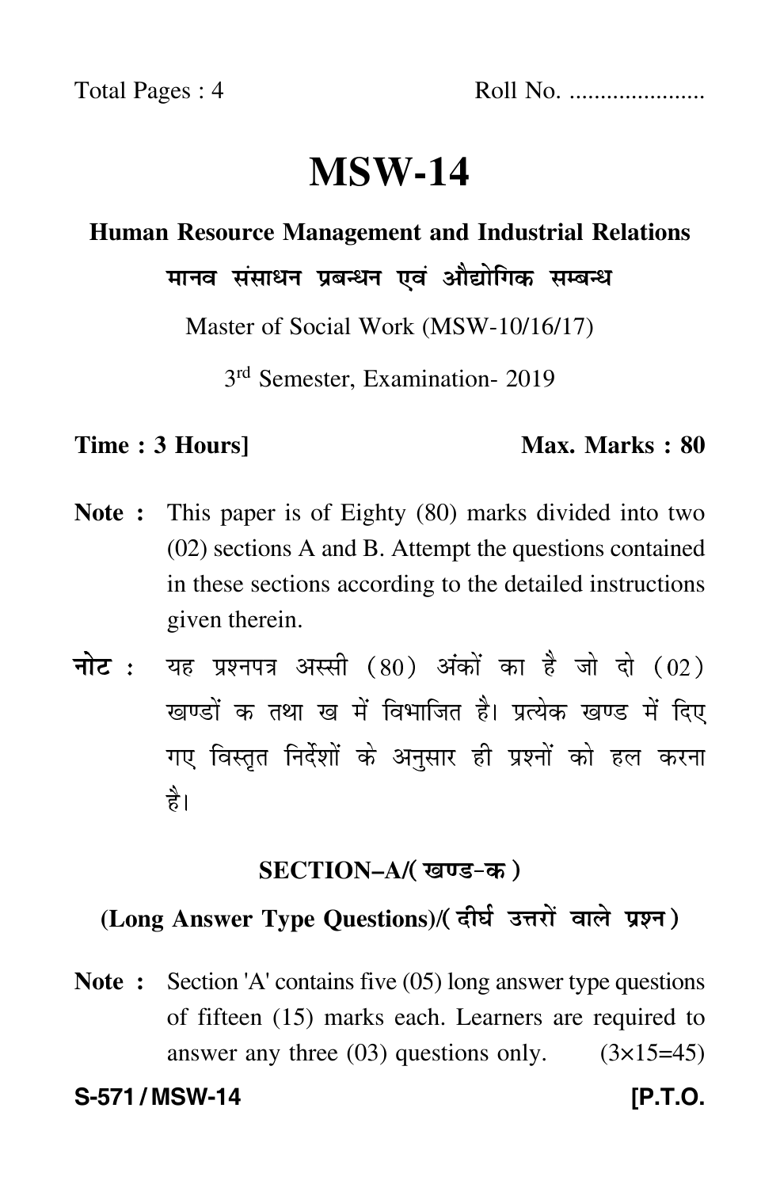Total Pages : 4 Roll No. .....................

# MSW-14

## Human Resource Management and Industrial Relations

## मानव संसाधन प्रबन्धन एवं औद्योगिक सम्बन्ध

Master of Social Work (MSW-10/16/17)

3rd Semester, Examination- 2019

**Time : 3 Hours]** **Max. Marks : 80**

**Note :** This paper is of Eighty (80) marks divided into two (02) sections A and B. Attempt the questions contained in these sections according to the detailed instructions given therein.

**नोट :** यह प्रश्नपत्र अस्सी (80) अंकों का है जो दो (02) खण्डों क तथा ख में विभाजित है। प्रत्येक खण्ड में दिए गए विस्तृत निर्देशों के अनुसार ही प्रश्नों को हल करना है।

### SECTION–A/(खण्ड-क)

### (Long Answer Type Questions)/(दीर्घ उत्तरों वाले प्रश्न)

**Note :** Section 'A' contains five (05) long answer type questions of fifteen (15) marks each. Learners are required to answer any three (03) questions only. (3×15=45)

**S-571 / MSW-14** **[P.T.O.**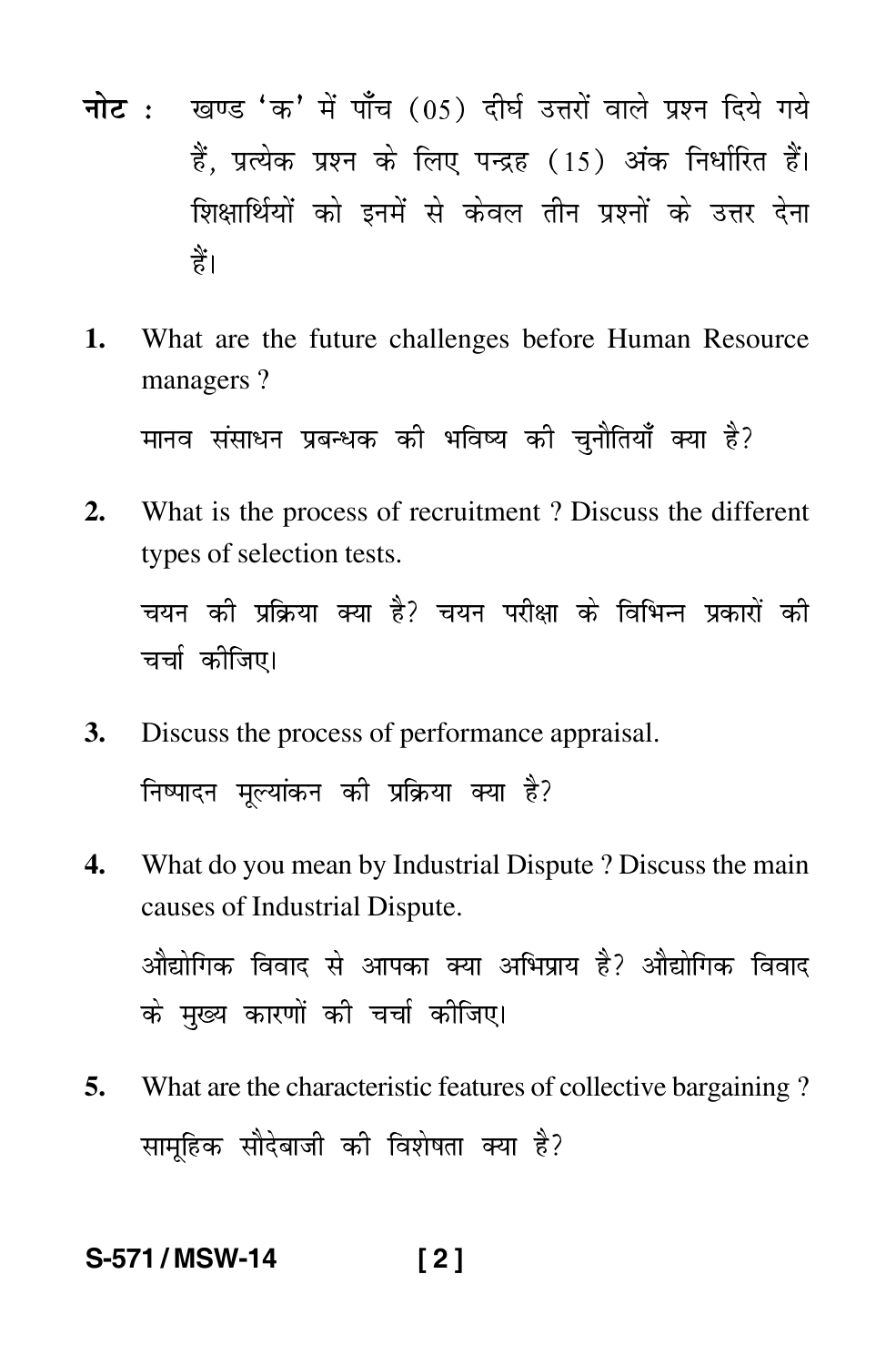**नोट :** खण्ड 'क' में पाँच (05) दीर्घ उत्तरों वाले प्रश्न दिये गये हैं, प्रत्येक प्रश्न के लिए पन्द्रह (15) अंक निर्धारित हैं। शिक्षार्थियों को इनमें से केवल तीन प्रश्नों के उत्तर देना हैं।

1. What are the future challenges before Human Resource managers ?

   मानव संसाधन प्रबन्धक की भविष्य की चुनौतियाँ क्या है?

2. What is the process of recruitment ? Discuss the different types of selection tests.

   चयन की प्रक्रिया क्या है? चयन परीक्षा के विभिन्न प्रकारों की चर्चा कीजिए।

3. Discuss the process of performance appraisal.

   निष्पादन मूल्यांकन की प्रक्रिया क्या है?

4. What do you mean by Industrial Dispute ? Discuss the main causes of Industrial Dispute.

   औद्योगिक विवाद से आपका क्या अभिप्राय है? औद्योगिक विवाद के मुख्य कारणों की चर्चा कीजिए।

5. What are the characteristic features of collective bargaining ?

   सामूहिक सौदेबाजी की विशेषता क्या है?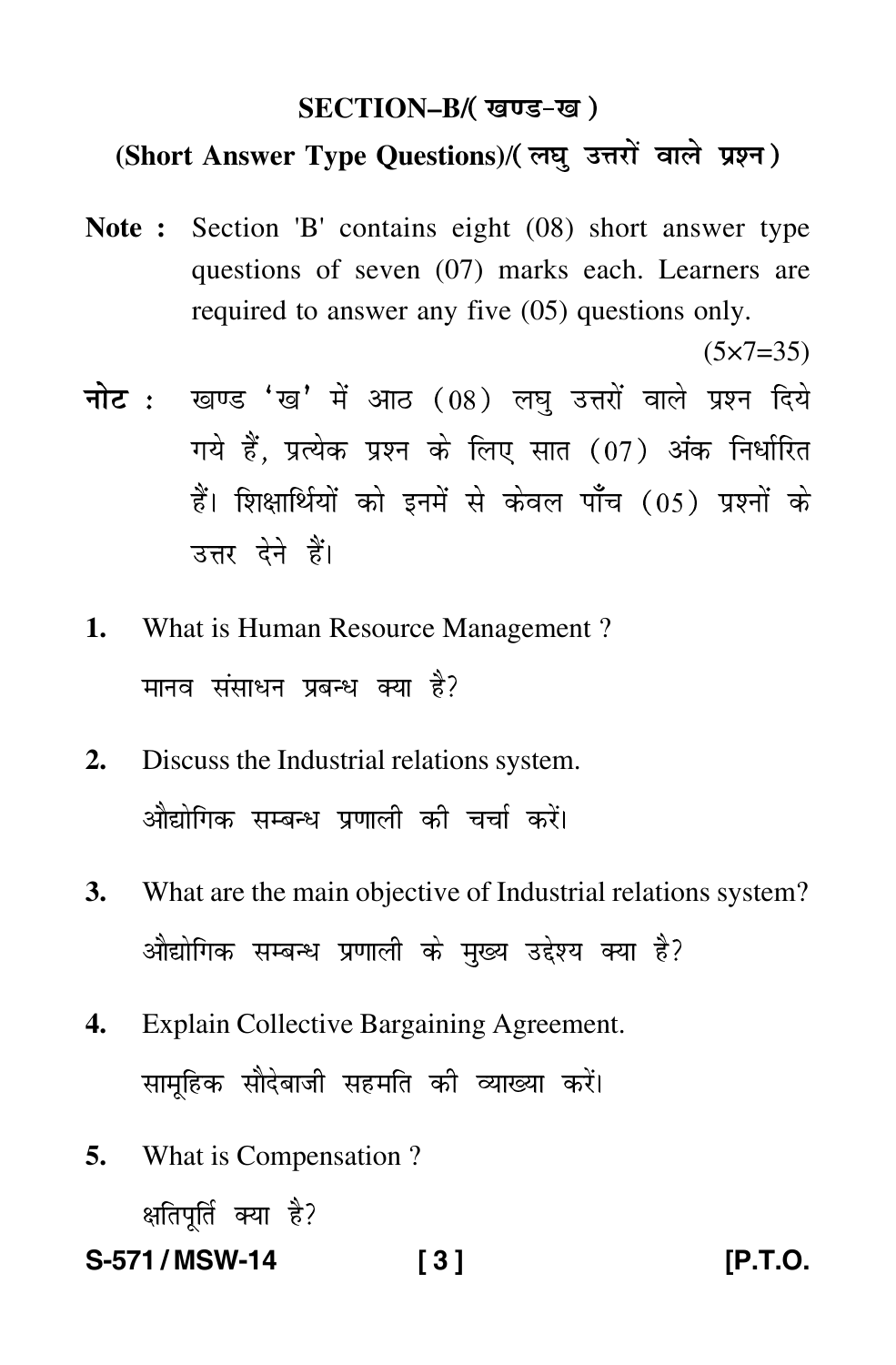## SECTION–B/( खण्ड–ख )

### (Short Answer Type Questions)/( लघु उत्तरों वाले प्रश्न )

**Note :** Section 'B' contains eight (08) short answer type questions of seven (07) marks each. Learners are required to answer any five (05) questions only.

(5×7=35)

**नोट :** खण्ड 'ख' में आठ (08) लघु उत्तरों वाले प्रश्न दिये गये हैं, प्रत्येक प्रश्न के लिए सात (07) अंक निर्धारित हैं। शिक्षार्थियों को इनमें से केवल पाँच (05) प्रश्नों के उत्तर देने हैं।

**1.** What is Human Resource Management ?

मानव संसाधन प्रबन्ध क्या है?

**2.** Discuss the Industrial relations system.

औद्योगिक सम्बन्ध प्रणाली की चर्चा करें।

**3.** What are the main objective of Industrial relations system?

औद्योगिक सम्बन्ध प्रणाली के मुख्य उद्देश्य क्या है?

**4.** Explain Collective Bargaining Agreement.

सामूहिक सौदेबाजी सहमति की व्याख्या करें।

**5.** What is Compensation ?

क्षतिपूर्ति क्या है?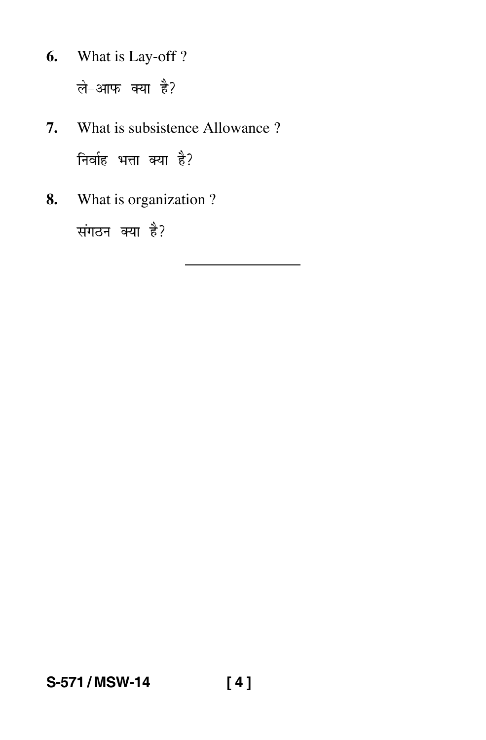6. What is Lay-off ?

   ले-आफ क्या है?

7. What is subsistence Allowance ?

   निर्वाह भत्ता क्या है?

8. What is organization ?

   संगठन क्या है?